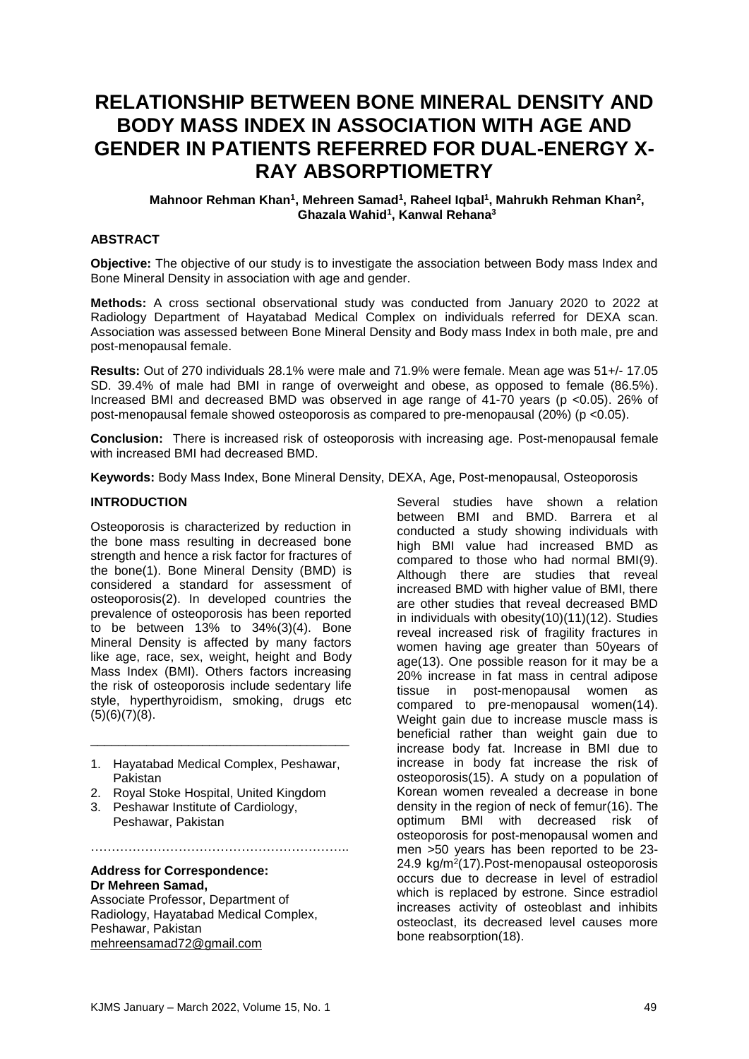# RELATIONSHIP BETWEEN BONE MINERAL DENSITY AND BODY MASS INDEX IN ASSOCIATION WITH AGE AND GENDER IN PATIENTS REFERRED FOR DUAL-ENERGY X-RAY ABSORPTIOMETRY

**Mahnoor Rehman Khan[1], Mehreen Samad[1], Raheel Iqbal[1], Mahrukh Rehman Khan[2], Ghazala Wahid[1], Kanwal Rehana[3]**

## ABSTRACT

**Objective:** The objective of our study is to investigate the association between Body mass Index and Bone Mineral Density in association with age and gender.

**Methods:** A cross sectional observational study was conducted from January 2020 to 2022 at Radiology Department of Hayatabad Medical Complex on individuals referred for DEXA scan. Association was assessed between Bone Mineral Density and Body mass Index in both male, pre and post-menopausal female.

**Results:** Out of 270 individuals 28.1% were male and 71.9% were female. Mean age was 51+/- 17.05 SD. 39.4% of male had BMI in range of overweight and obese, as opposed to female (86.5%). Increased BMI and decreased BMD was observed in age range of 41-70 years ($p < 0.05$). 26% of post-menopausal female showed osteoporosis as compared to pre-menopausal (20%) ($p < 0.05$).

**Conclusion:** There is increased risk of osteoporosis with increasing age. Post-menopausal female with increased BMI had decreased BMD.

**Keywords:** Body Mass Index, Bone Mineral Density, DEXA, Age, Post-menopausal, Osteoporosis

## INTRODUCTION

Osteoporosis is characterized by reduction in the bone mass resulting in decreased bone strength and hence a risk factor for fractures of the bone(1). Bone Mineral Density (BMD) is considered a standard for assessment of osteoporosis(2). In developed countries the prevalence of osteoporosis has been reported to be between 13% to 34%(3)(4). Bone Mineral Density is affected by many factors like age, race, sex, weight, height and Body Mass Index (BMI). Others factors increasing the risk of osteoporosis include sedentary life style, hyperthyroidism, smoking, drugs etc (5)(6)(7)(8).

1. Hayatabad Medical Complex, Peshawar, Pakistan
2. Royal Stoke Hospital, United Kingdom
3. Peshawar Institute of Cardiology, Peshawar, Pakistan

**Address for Correspondence:**
**Dr Mehreen Samad,**
Associate Professor, Department of Radiology, Hayatabad Medical Complex, Peshawar, Pakistan
mehreensamad72@gmail.com

Several studies have shown a relation between BMI and BMD. Barrera et al conducted a study showing individuals with high BMI value had increased BMD as compared to those who had normal BMI(9). Although there are studies that reveal increased BMD with higher value of BMI, there are other studies that reveal decreased BMD in individuals with obesity(10)(11)(12). Studies reveal increased risk of fragility fractures in women having age greater than 50years of age(13). One possible reason for it may be a 20% increase in fat mass in central adipose tissue in post-menopausal women as compared to pre-menopausal women(14). Weight gain due to increase muscle mass is beneficial rather than weight gain due to increase body fat. Increase in BMI due to increase in body fat increase the risk of osteoporosis(15). A study on a population of Korean women revealed a decrease in bone density in the region of neck of femur(16). The optimum BMI with decreased risk of osteoporosis for post-menopausal women and men >50 years has been reported to be 23-24.9 $kg/m^2$(17).Post-menopausal osteoporosis occurs due to decrease in level of estradiol which is replaced by estrone. Since estradiol increases activity of osteoblast and inhibits osteoclast, its decreased level causes more bone reabsorption(18).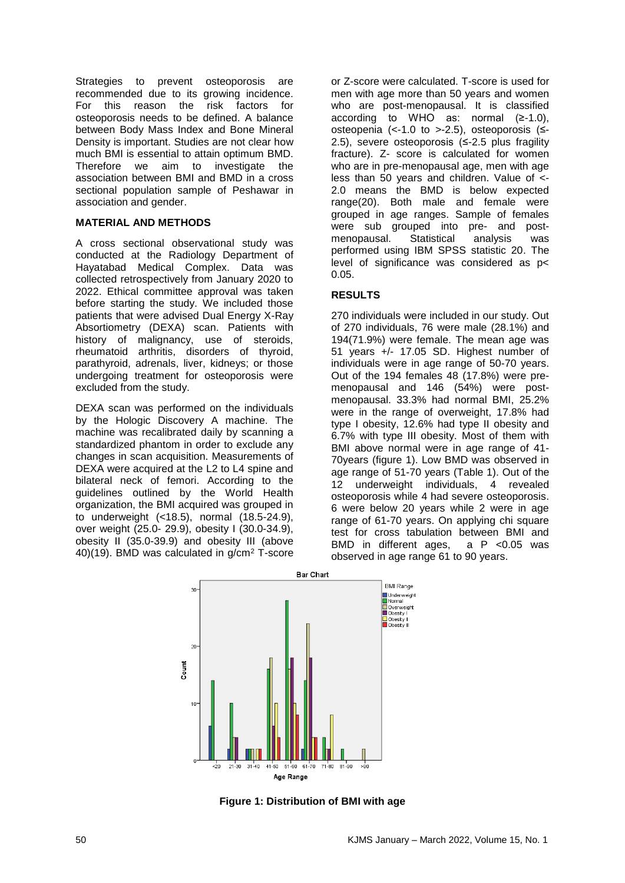Strategies to prevent osteoporosis are recommended due to its growing incidence. For this reason the risk factors for osteoporosis needs to be defined. A balance between Body Mass Index and Bone Mineral Density is important. Studies are not clear how much BMI is essential to attain optimum BMD. Therefore we aim to investigate the association between BMI and BMD in a cross sectional population sample of Peshawar in association and gender.

## MATERIAL AND METHODS

A cross sectional observational study was conducted at the Radiology Department of Hayatabad Medical Complex. Data was collected retrospectively from January 2020 to 2022. Ethical committee approval was taken before starting the study. We included those patients that were advised Dual Energy X-Ray Absortiometry (DEXA) scan. Patients with history of malignancy, use of steroids, rheumatoid arthritis, disorders of thyroid, parathyroid, adrenals, liver, kidneys; or those undergoing treatment for osteoporosis were excluded from the study.

DEXA scan was performed on the individuals by the Hologic Discovery A machine. The machine was recalibrated daily by scanning a standardized phantom in order to exclude any changes in scan acquisition. Measurements of DEXA were acquired at the L2 to L4 spine and bilateral neck of femori. According to the guidelines outlined by the World Health organization, the BMI acquired was grouped in to underweight (<18.5), normal (18.5-24.9), over weight (25.0- 29.9), obesity I (30.0-34.9), obesity II (35.0-39.9) and obesity III (above 40)(19). BMD was calculated in g/cm$^2$ T-score or Z-score were calculated. T-score is used for men with age more than 50 years and women who are post-menopausal. It is classified according to WHO as: normal (≥-1.0), osteopenia (<-1.0 to >-2.5), osteoporosis (≤-2.5), severe osteoporosis (≤-2.5 plus fragility fracture). Z- score is calculated for women who are in pre-menopausal age, men with age less than 50 years and children. Value of <-2.0 means the BMD is below expected range(20). Both male and female were grouped in age ranges. Sample of females were sub grouped into pre- and post-menopausal. Statistical analysis was performed using IBM SPSS statistic 20. The level of significance was considered as $p < 0.05$.

## RESULTS

270 individuals were included in our study. Out of 270 individuals, 76 were male (28.1%) and 194(71.9%) were female. The mean age was 51 years +/- 17.05 SD. Highest number of individuals were in age range of 50-70 years. Out of the 194 females 48 (17.8%) were pre-menopausal and 146 (54%) were post-menopausal. 33.3% had normal BMI, 25.2% were in the range of overweight, 17.8% had type I obesity, 12.6% had type II obesity and 6.7% with type III obesity. Most of them with BMI above normal were in age range of 41-70years (figure 1). Low BMD was observed in age range of 51-70 years (Table 1). Out of the 12 underweight individuals, 4 revealed osteoporosis while 4 had severe osteoporosis. 6 were below 20 years while 2 were in age range of 61-70 years. On applying chi square test for cross tabulation between BMI and BMD in different ages, a P <0.05 was observed in age range 61 to 90 years.

**Figure 1: Distribution of BMI with age**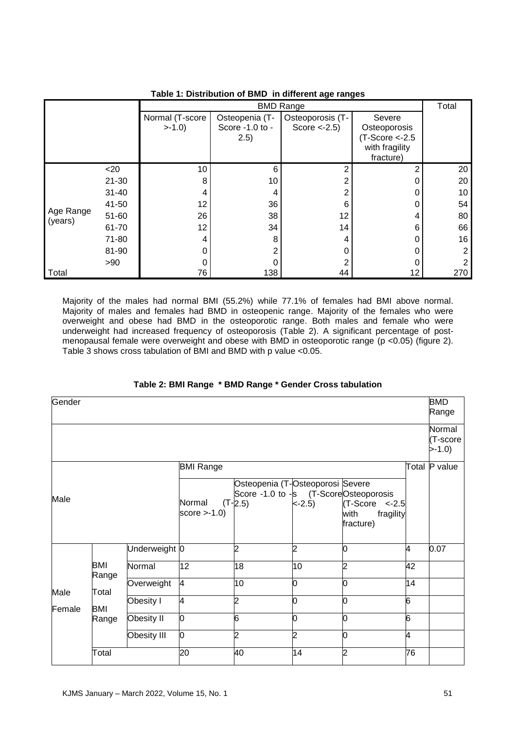**Table 1: Distribution of BMD in different age ranges**

| | | BMD Range | | | | Total |
|---|---|---|---|---|---|---|
| | | Normal (T-score >-1.0) | Osteopenia (T-Score -1.0 to -2.5) | Osteoporosis (T-Score <-2.5) | Severe Osteoporosis (T-Score <-2.5 with fragility fracture) | |
| Age Range (years) | <20 | 10 | 6 | 2 | 2 | 20 |
| | 21-30 | 8 | 10 | 2 | 0 | 20 |
| | 31-40 | 4 | 4 | 2 | 0 | 10 |
| | 41-50 | 12 | 36 | 6 | 0 | 54 |
| | 51-60 | 26 | 38 | 12 | 4 | 80 |
| | 61-70 | 12 | 34 | 14 | 6 | 66 |
| | 71-80 | 4 | 8 | 4 | 0 | 16 |
| | 81-90 | 0 | 2 | 0 | 0 | 2 |
| | >90 | 0 | 0 | 2 | 0 | 2 |
| Total | | 76 | 138 | 44 | 12 | 270 |

Majority of the males had normal BMI (55.2%) while 77.1% of females had BMI above normal. Majority of males and females had BMD in osteopenic range. Majority of the females who were overweight and obese had BMD in the osteoporotic range. Both males and female who were underweight had increased frequency of osteoporosis (Table 2). A significant percentage of post-menopausal female were overweight and obese with BMD in osteoporotic range ($p < 0.05$) (figure 2). Table 3 shows cross tabulation of BMI and BMD with p value <0.05.

**Table 2: BMI Range * BMD Range * Gender Cross tabulation**

| Gender | | | | | | | | BMD Range |
|---|---|---|---|---|---|---|---|---|
| | | | | | | | | Normal (T-score >-1.0) |
| | | | BMI Range | | | | Total | P value |
| Male | | | Normal (T-score >-1.0) | Osteopenia (T-Score -1.0 to -2.5) | Osteoporosis (T-Score <-2.5) | Severe Osteoporosis (T-Score <-2.5 with fragility fracture) | | |
| Male Female | BMI Range Total BMI Range | Underweight | 0 | 2 | 2 | 0 | 4 | 0.07 |
| | | Normal | 12 | 18 | 10 | 2 | 42 | |
| | | Overweight | 4 | 10 | 0 | 0 | 14 | |
| | | Obesity I | 4 | 2 | 0 | 0 | 6 | |
| | | Obesity II | 0 | 6 | 0 | 0 | 6 | |
| | | Obesity III | 0 | 2 | 2 | 0 | 4 | |
| | Total | | 20 | 40 | 14 | 2 | 76 | |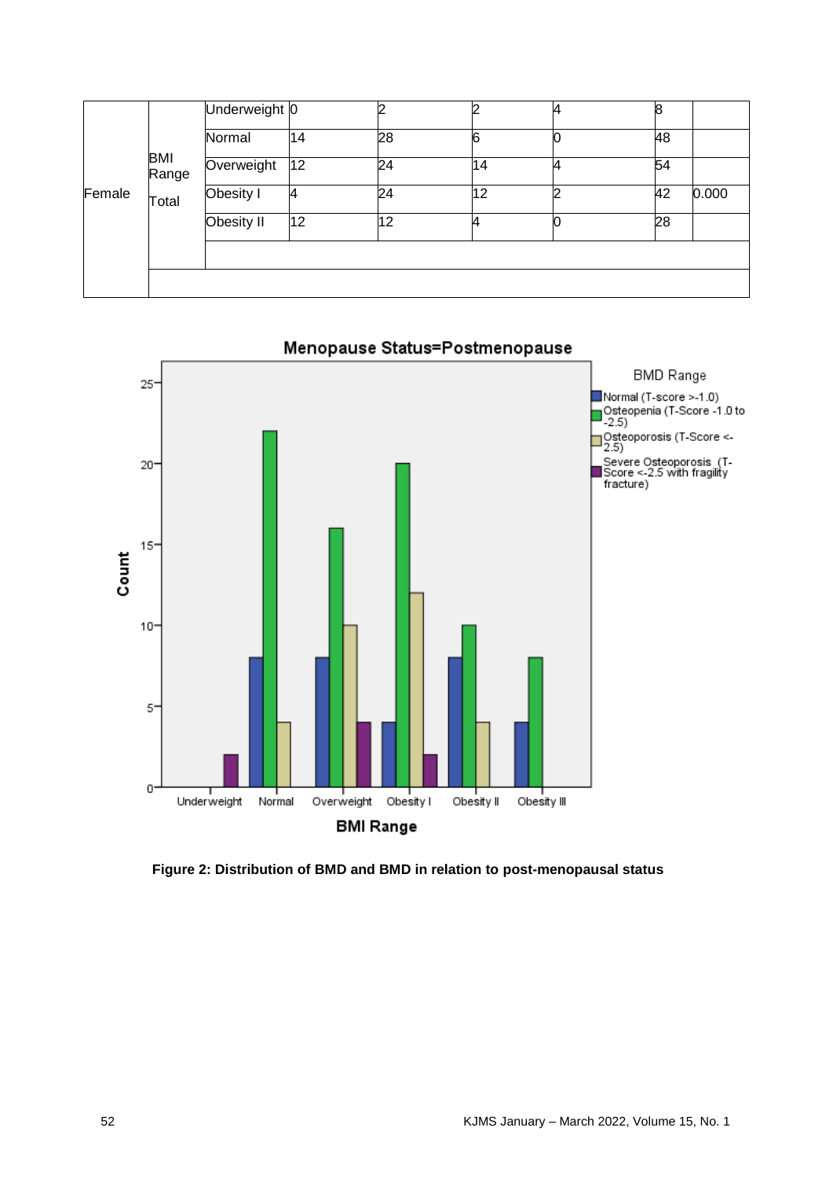|  |  |  |  |  |  |  |  |  |
|---|---|---|---|---|---|---|---|---|
| Female | BMI Range | Underweight | 0 | 2 | 2 | 4 | 8 |  |
|  |  | Normal | 14 | 28 | 6 | 0 | 48 |  |
|  |  | Overweight | 12 | 24 | 14 | 4 | 54 |  |
|  | Total | Obesity I | 4 | 24 | 12 | 2 | 42 | 0.000 |
|  |  | Obesity II | 12 | 12 | 4 | 0 | 28 |  |
|  |  |  |  |  |  |  |  |  |
|  |  |  |  |  |  |  |  |  |

**Figure 2: Distribution of BMD and BMD in relation to post-menopausal status**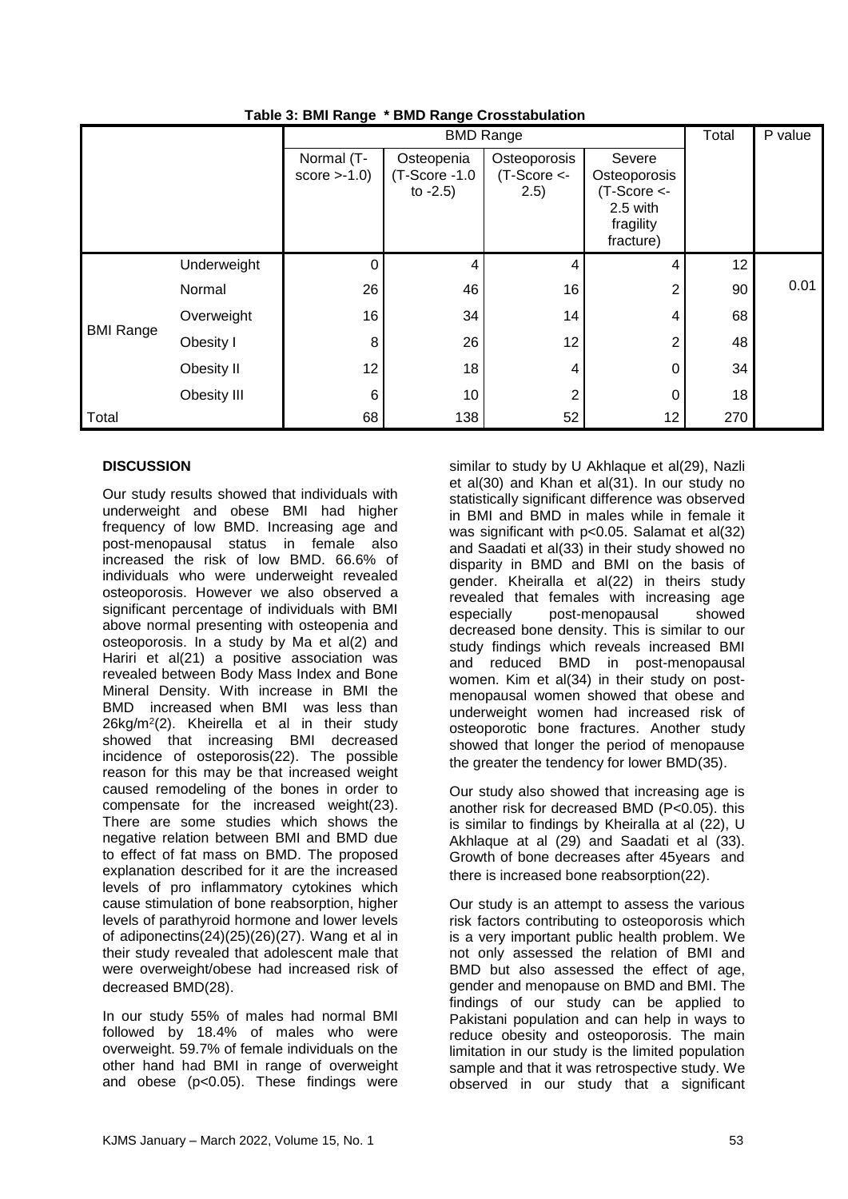**Table 3: BMI Range * BMD Range Crosstabulation**

| | | BMD Range | | | | Total | P value |
|---|---|---|---|---|---|---|---|
| | | Normal (T-score >-1.0) | Osteopenia (T-Score -1.0 to -2.5) | Osteoporosis (T-Score <-2.5) | Severe Osteoporosis (T-Score <-2.5 with fragility fracture) | | |
| BMI Range | Underweight | 0 | 4 | 4 | 4 | 12 | 0.01 |
| | Normal | 26 | 46 | 16 | 2 | 90 | |
| | Overweight | 16 | 34 | 14 | 4 | 68 | |
| | Obesity I | 8 | 26 | 12 | 2 | 48 | |
| | Obesity II | 12 | 18 | 4 | 0 | 34 | |
| | Obesity III | 6 | 10 | 2 | 0 | 18 | |
| Total | | 68 | 138 | 52 | 12 | 270 | |

## DISCUSSION

Our study results showed that individuals with underweight and obese BMI had higher frequency of low BMD. Increasing age and post-menopausal status in female also increased the risk of low BMD. 66.6% of individuals who were underweight revealed osteoporosis. However we also observed a significant percentage of individuals with BMI above normal presenting with osteopenia and osteoporosis. In a study by Ma et al(2) and Hariri et al(21) a positive association was revealed between Body Mass Index and Bone Mineral Density. With increase in BMI the BMD increased when BMI was less than 26kg/m$^2$(2). Kheirella et al in their study showed that increasing BMI decreased incidence of osteoporosis(22). The possible reason for this may be that increased weight caused remodeling of the bones in order to compensate for the increased weight(23). There are some studies which shows the negative relation between BMI and BMD due to effect of fat mass on BMD. The proposed explanation described for it are the increased levels of pro inflammatory cytokines which cause stimulation of bone reabsorption, higher levels of parathyroid hormone and lower levels of adiponectins(24)(25)(26)(27). Wang et al in their study revealed that adolescent male that were overweight/obese had increased risk of decreased BMD(28).

In our study 55% of males had normal BMI followed by 18.4% of males who were overweight. 59.7% of female individuals on the other hand had BMI in range of overweight and obese ($p<0.05$). These findings were similar to study by U Akhlaque et al(29), Nazli et al(30) and Khan et al(31). In our study no statistically significant difference was observed in BMI and BMD in males while in female it was significant with $p<0.05$. Salamat et al(32) and Saadati et al(33) in their study showed no disparity in BMD and BMI on the basis of gender. Kheiralla et al(22) in theirs study revealed that females with increasing age especially post-menopausal showed decreased bone density. This is similar to our study findings which reveals increased BMI and reduced BMD in post-menopausal women. Kim et al(34) in their study on post-menopausal women showed that obese and underweight women had increased risk of osteoporotic bone fractures. Another study showed that longer the period of menopause the greater the tendency for lower BMD(35).

Our study also showed that increasing age is another risk for decreased BMD ($P<0.05$). this is similar to findings by Kheiralla at al (22), U Akhlaque at al (29) and Saadati et al (33). Growth of bone decreases after 45years and there is increased bone reabsorption(22).

Our study is an attempt to assess the various risk factors contributing to osteoporosis which is a very important public health problem. We not only assessed the relation of BMI and BMD but also assessed the effect of age, gender and menopause on BMD and BMI. The findings of our study can be applied to Pakistani population and can help in ways to reduce obesity and osteoporosis. The main limitation in our study is the limited population sample and that it was retrospective study. We observed in our study that a significant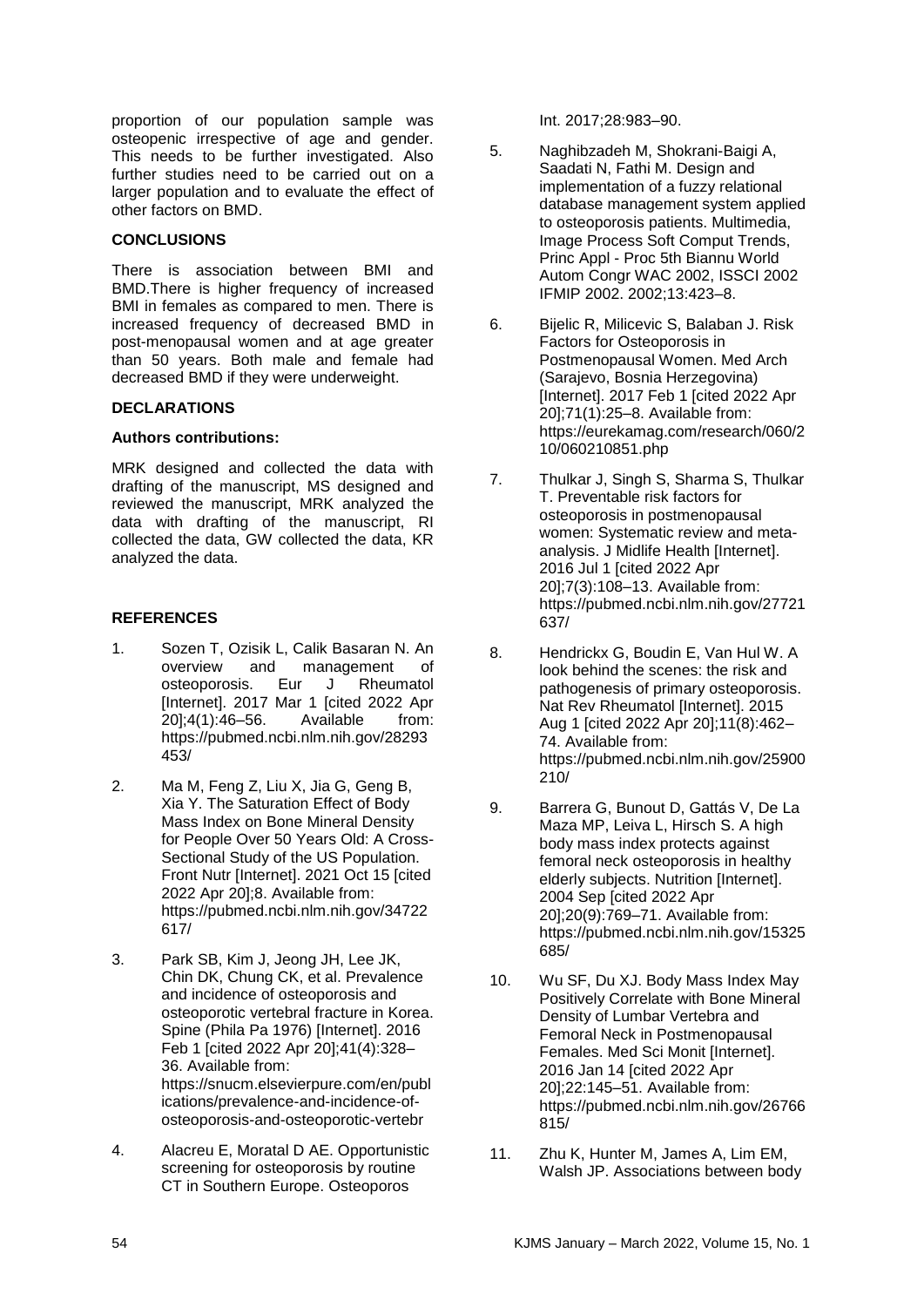proportion of our population sample was osteopenic irrespective of age and gender. This needs to be further investigated. Also further studies need to be carried out on a larger population and to evaluate the effect of other factors on BMD.

## CONCLUSIONS

There is association between BMI and BMD.There is higher frequency of increased BMI in females as compared to men. There is increased frequency of decreased BMD in post-menopausal women and at age greater than 50 years. Both male and female had decreased BMD if they were underweight.

## DECLARATIONS

### Authors contributions:

MRK designed and collected the data with drafting of the manuscript, MS designed and reviewed the manuscript, MRK analyzed the data with drafting of the manuscript, RI collected the data, GW collected the data, KR analyzed the data.

## REFERENCES

1. Sozen T, Ozisik L, Calik Basaran N. An overview and management of osteoporosis. Eur J Rheumatol [Internet]. 2017 Mar 1 [cited 2022 Apr 20];4(1):46–56. Available from: https://pubmed.ncbi.nlm.nih.gov/28293453/
2. Ma M, Feng Z, Liu X, Jia G, Geng B, Xia Y. The Saturation Effect of Body Mass Index on Bone Mineral Density for People Over 50 Years Old: A Cross-Sectional Study of the US Population. Front Nutr [Internet]. 2021 Oct 15 [cited 2022 Apr 20];8. Available from: https://pubmed.ncbi.nlm.nih.gov/34722617/
3. Park SB, Kim J, Jeong JH, Lee JK, Chin DK, Chung CK, et al. Prevalence and incidence of osteoporosis and osteoporotic vertebral fracture in Korea. Spine (Phila Pa 1976) [Internet]. 2016 Feb 1 [cited 2022 Apr 20];41(4):328–36. Available from: https://snucm.elsevierpure.com/en/publications/prevalence-and-incidence-of-osteoporosis-and-osteoporotic-vertebr
4. Alacreu E, Moratal D AE. Opportunistic screening for osteoporosis by routine CT in Southern Europe. Osteoporos Int. 2017;28:983–90.
5. Naghibzadeh M, Shokrani-Baigi A, Saadati N, Fathi M. Design and implementation of a fuzzy relational database management system applied to osteoporosis patients. Multimedia, Image Process Soft Comput Trends, Princ Appl - Proc 5th Biannu World Autom Congr WAC 2002, ISSCI 2002 IFMIP 2002. 2002;13:423–8.
6. Bijelic R, Milicevic S, Balaban J. Risk Factors for Osteoporosis in Postmenopausal Women. Med Arch (Sarajevo, Bosnia Herzegovina) [Internet]. 2017 Feb 1 [cited 2022 Apr 20];71(1):25–8. Available from: https://eurekamag.com/research/060/210/060210851.php
7. Thulkar J, Singh S, Sharma S, Thulkar T. Preventable risk factors for osteoporosis in postmenopausal women: Systematic review and meta-analysis. J Midlife Health [Internet]. 2016 Jul 1 [cited 2022 Apr 20];7(3):108–13. Available from: https://pubmed.ncbi.nlm.nih.gov/27721637/
8. Hendrickx G, Boudin E, Van Hul W. A look behind the scenes: the risk and pathogenesis of primary osteoporosis. Nat Rev Rheumatol [Internet]. 2015 Aug 1 [cited 2022 Apr 20];11(8):462–74. Available from: https://pubmed.ncbi.nlm.nih.gov/25900210/
9. Barrera G, Bunout D, Gattás V, De La Maza MP, Leiva L, Hirsch S. A high body mass index protects against femoral neck osteoporosis in healthy elderly subjects. Nutrition [Internet]. 2004 Sep [cited 2022 Apr 20];20(9):769–71. Available from: https://pubmed.ncbi.nlm.nih.gov/15325685/
10. Wu SF, Du XJ. Body Mass Index May Positively Correlate with Bone Mineral Density of Lumbar Vertebra and Femoral Neck in Postmenopausal Females. Med Sci Monit [Internet]. 2016 Jan 14 [cited 2022 Apr 20];22:145–51. Available from: https://pubmed.ncbi.nlm.nih.gov/26766815/
11. Zhu K, Hunter M, James A, Lim EM, Walsh JP. Associations between body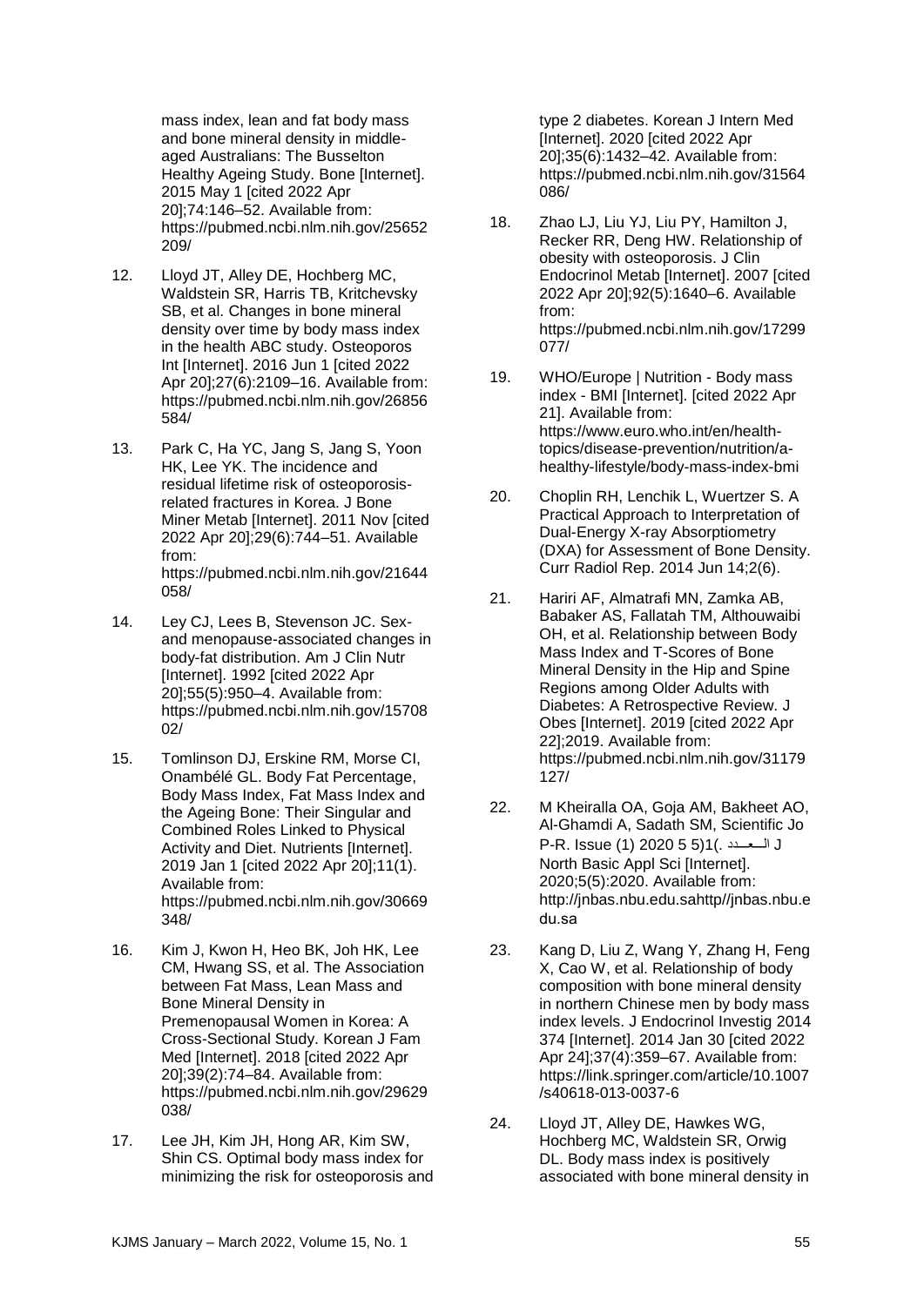mass index, lean and fat body mass and bone mineral density in middle-aged Australians: The Busselton Healthy Ageing Study. Bone [Internet]. 2015 May 1 [cited 2022 Apr 20];74:146–52. Available from: https://pubmed.ncbi.nlm.nih.gov/25652209/

12. Lloyd JT, Alley DE, Hochberg MC, Waldstein SR, Harris TB, Kritchevsky SB, et al. Changes in bone mineral density over time by body mass index in the health ABC study. Osteoporos Int [Internet]. 2016 Jun 1 [cited 2022 Apr 20];27(6):2109–16. Available from: https://pubmed.ncbi.nlm.nih.gov/26856584/

13. Park C, Ha YC, Jang S, Jang S, Yoon HK, Lee YK. The incidence and residual lifetime risk of osteoporosis-related fractures in Korea. J Bone Miner Metab [Internet]. 2011 Nov [cited 2022 Apr 20];29(6):744–51. Available from: https://pubmed.ncbi.nlm.nih.gov/21644058/

14. Ley CJ, Lees B, Stevenson JC. Sex- and menopause-associated changes in body-fat distribution. Am J Clin Nutr [Internet]. 1992 [cited 2022 Apr 20];55(5):950–4. Available from: https://pubmed.ncbi.nlm.nih.gov/1570802/

15. Tomlinson DJ, Erskine RM, Morse CI, Onambélé GL. Body Fat Percentage, Body Mass Index, Fat Mass Index and the Ageing Bone: Their Singular and Combined Roles Linked to Physical Activity and Diet. Nutrients [Internet]. 2019 Jan 1 [cited 2022 Apr 20];11(1). Available from: https://pubmed.ncbi.nlm.nih.gov/30669348/

16. Kim J, Kwon H, Heo BK, Joh HK, Lee CM, Hwang SS, et al. The Association between Fat Mass, Lean Mass and Bone Mineral Density in Premenopausal Women in Korea: A Cross-Sectional Study. Korean J Fam Med [Internet]. 2018 [cited 2022 Apr 20];39(2):74–84. Available from: https://pubmed.ncbi.nlm.nih.gov/29629038/

17. Lee JH, Kim JH, Hong AR, Kim SW, Shin CS. Optimal body mass index for minimizing the risk for osteoporosis and type 2 diabetes. Korean J Intern Med [Internet]. 2020 [cited 2022 Apr 20];35(6):1432–42. Available from: https://pubmed.ncbi.nlm.nih.gov/31564086/

18. Zhao LJ, Liu YJ, Liu PY, Hamilton J, Recker RR, Deng HW. Relationship of obesity with osteoporosis. J Clin Endocrinol Metab [Internet]. 2007 [cited 2022 Apr 20];92(5):1640–6. Available from: https://pubmed.ncbi.nlm.nih.gov/17299077/

19. WHO/Europe | Nutrition - Body mass index - BMI [Internet]. [cited 2022 Apr 21]. Available from: https://www.euro.who.int/en/health-topics/disease-prevention/nutrition/a-healthy-lifestyle/body-mass-index-bmi

20. Choplin RH, Lenchik L, Wuertzer S. A Practical Approach to Interpretation of Dual-Energy X-ray Absorptiometry (DXA) for Assessment of Bone Density. Curr Radiol Rep. 2014 Jun 14;2(6).

21. Hariri AF, Almatrafi MN, Zamka AB, Babaker AS, Fallatah TM, Althouwaibi OH, et al. Relationship between Body Mass Index and T-Scores of Bone Mineral Density in the Hip and Spine Regions among Older Adults with Diabetes: A Retrospective Review. J Obes [Internet]. 2019 [cited 2022 Apr 22];2019. Available from: https://pubmed.ncbi.nlm.nih.gov/31179127/

22. M Kheiralla OA, Goja AM, Bakheet AO, Al-Ghamdi A, Sadath SM, Scientific Jo P-R. Issue (1) 2020 5 5)1(. العـدد J North Basic Appl Sci [Internet]. 2020;5(5):2020. Available from: http://jnbas.nbu.edu.sahttp//jnbas.nbu.edu.sa

23. Kang D, Liu Z, Wang Y, Zhang H, Feng X, Cao W, et al. Relationship of body composition with bone mineral density in northern Chinese men by body mass index levels. J Endocrinol Investig 2014 374 [Internet]. 2014 Jan 30 [cited 2022 Apr 24];37(4):359–67. Available from: https://link.springer.com/article/10.1007/s40618-013-0037-6

24. Lloyd JT, Alley DE, Hawkes WG, Hochberg MC, Waldstein SR, Orwig DL. Body mass index is positively associated with bone mineral density in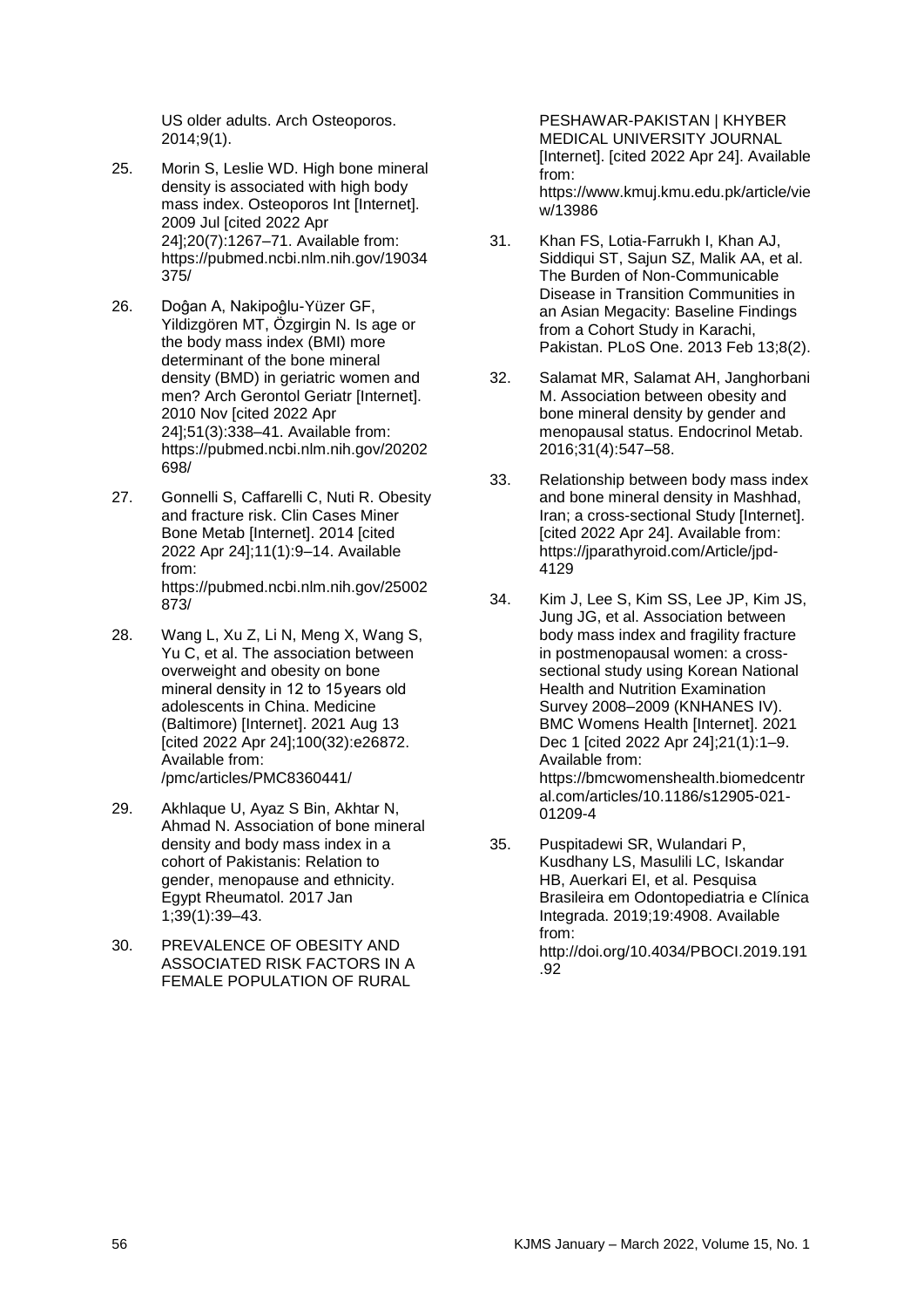US older adults. Arch Osteoporos. 2014;9(1).

25. Morin S, Leslie WD. High bone mineral density is associated with high body mass index. Osteoporos Int [Internet]. 2009 Jul [cited 2022 Apr 24];20(7):1267–71. Available from: https://pubmed.ncbi.nlm.nih.gov/19034375/

26. Doĝan A, Nakipoĝlu-Yüzer GF, Yildizgören MT, Özgirgin N. Is age or the body mass index (BMI) more determinant of the bone mineral density (BMD) in geriatric women and men? Arch Gerontol Geriatr [Internet]. 2010 Nov [cited 2022 Apr 24];51(3):338–41. Available from: https://pubmed.ncbi.nlm.nih.gov/20202698/

27. Gonnelli S, Caffarelli C, Nuti R. Obesity and fracture risk. Clin Cases Miner Bone Metab [Internet]. 2014 [cited 2022 Apr 24];11(1):9–14. Available from: https://pubmed.ncbi.nlm.nih.gov/25002873/

28. Wang L, Xu Z, Li N, Meng X, Wang S, Yu C, et al. The association between overweight and obesity on bone mineral density in 12 to 15years old adolescents in China. Medicine (Baltimore) [Internet]. 2021 Aug 13 [cited 2022 Apr 24];100(32):e26872. Available from: /pmc/articles/PMC8360441/

29. Akhlaque U, Ayaz S Bin, Akhtar N, Ahmad N. Association of bone mineral density and body mass index in a cohort of Pakistanis: Relation to gender, menopause and ethnicity. Egypt Rheumatol. 2017 Jan 1;39(1):39–43.

30. PREVALENCE OF OBESITY AND ASSOCIATED RISK FACTORS IN A FEMALE POPULATION OF RURAL PESHAWAR-PAKISTAN | KHYBER MEDICAL UNIVERSITY JOURNAL [Internet]. [cited 2022 Apr 24]. Available from: https://www.kmuj.kmu.edu.pk/article/view/13986

31. Khan FS, Lotia-Farrukh I, Khan AJ, Siddiqui ST, Sajun SZ, Malik AA, et al. The Burden of Non-Communicable Disease in Transition Communities in an Asian Megacity: Baseline Findings from a Cohort Study in Karachi, Pakistan. PLoS One. 2013 Feb 13;8(2).

32. Salamat MR, Salamat AH, Janghorbani M. Association between obesity and bone mineral density by gender and menopausal status. Endocrinol Metab. 2016;31(4):547–58.

33. Relationship between body mass index and bone mineral density in Mashhad, Iran; a cross-sectional Study [Internet]. [cited 2022 Apr 24]. Available from: https://jparathyroid.com/Article/jpd-4129

34. Kim J, Lee S, Kim SS, Lee JP, Kim JS, Jung JG, et al. Association between body mass index and fragility fracture in postmenopausal women: a cross-sectional study using Korean National Health and Nutrition Examination Survey 2008–2009 (KNHANES IV). BMC Womens Health [Internet]. 2021 Dec 1 [cited 2022 Apr 24];21(1):1–9. Available from: https://bmcwomenshealth.biomedcentral.com/articles/10.1186/s12905-021-01209-4

35. Puspitadewi SR, Wulandari P, Kusdhany LS, Masulili LC, Iskandar HB, Auerkari EI, et al. Pesquisa Brasileira em Odontopediatria e Clínica Integrada. 2019;19:4908. Available from: http://doi.org/10.4034/PBOCI.2019.191.92